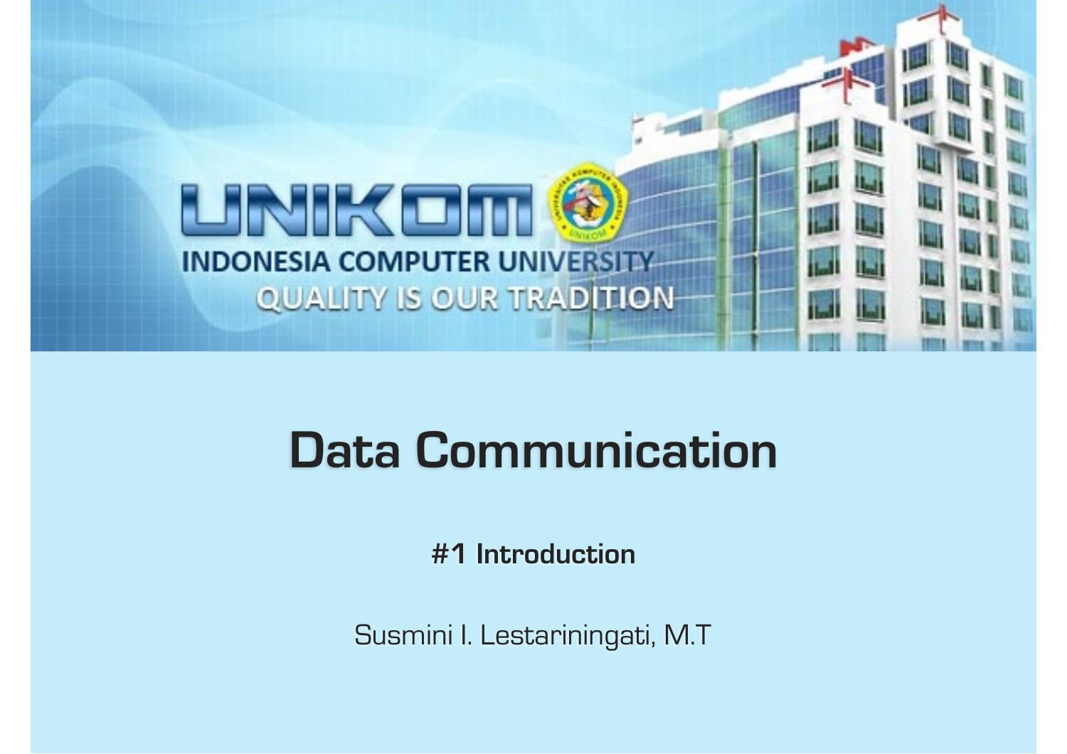UNIKOM

INDONESIA COMPUTER UNIVERSITY

QUALITY IS OUR TRADITION

# Data Communication

**#1 Introduction**

Susmini I. Lestariningati, M.T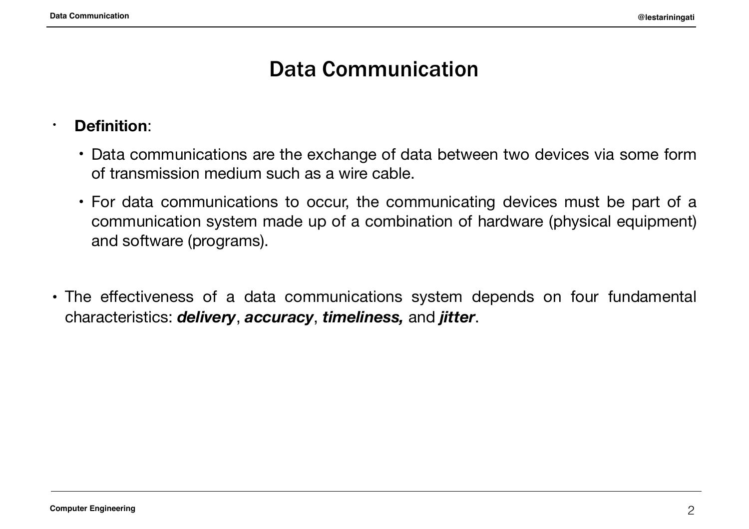# Data Communication

- **Definition**:
  - Data communications are the exchange of data between two devices via some form of transmission medium such as a wire cable.
  - For data communications to occur, the communicating devices must be part of a communication system made up of a combination of hardware (physical equipment) and software (programs).

- The effectiveness of a data communications system depends on four fundamental characteristics: ***delivery***, ***accuracy***, ***timeliness,*** and ***jitter***.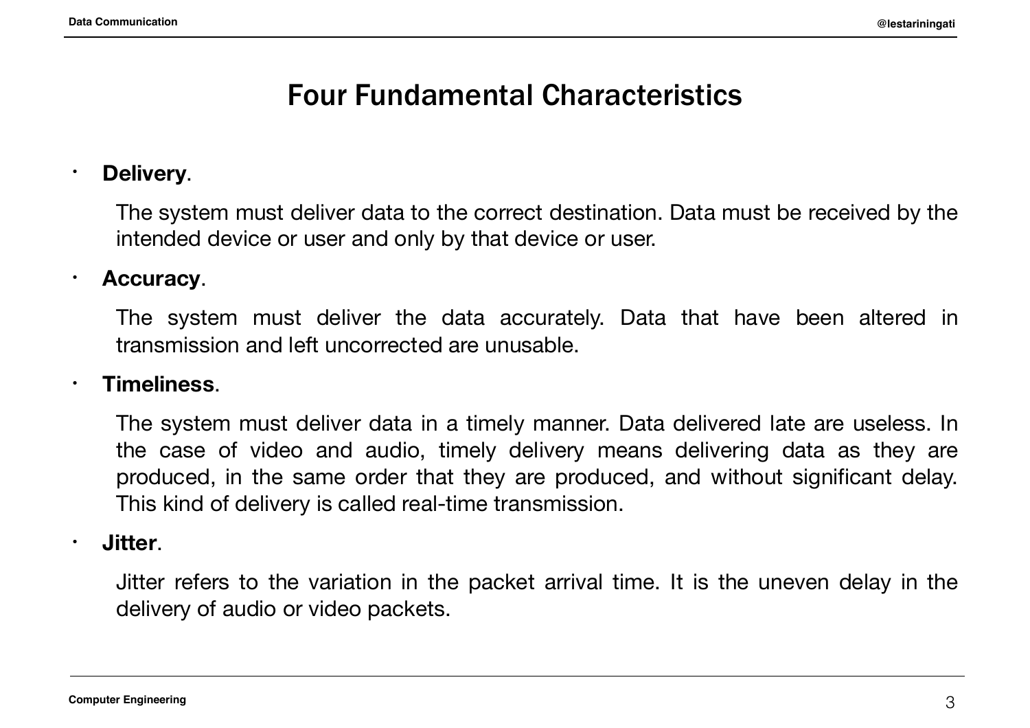# Four Fundamental Characteristics

- **Delivery**.

  The system must deliver data to the correct destination. Data must be received by the intended device or user and only by that device or user.

- **Accuracy**.

  The system must deliver the data accurately. Data that have been altered in transmission and left uncorrected are unusable.

- **Timeliness**.

  The system must deliver data in a timely manner. Data delivered late are useless. In the case of video and audio, timely delivery means delivering data as they are produced, in the same order that they are produced, and without significant delay. This kind of delivery is called real-time transmission.

- **Jitter**.

  Jitter refers to the variation in the packet arrival time. It is the uneven delay in the delivery of audio or video packets.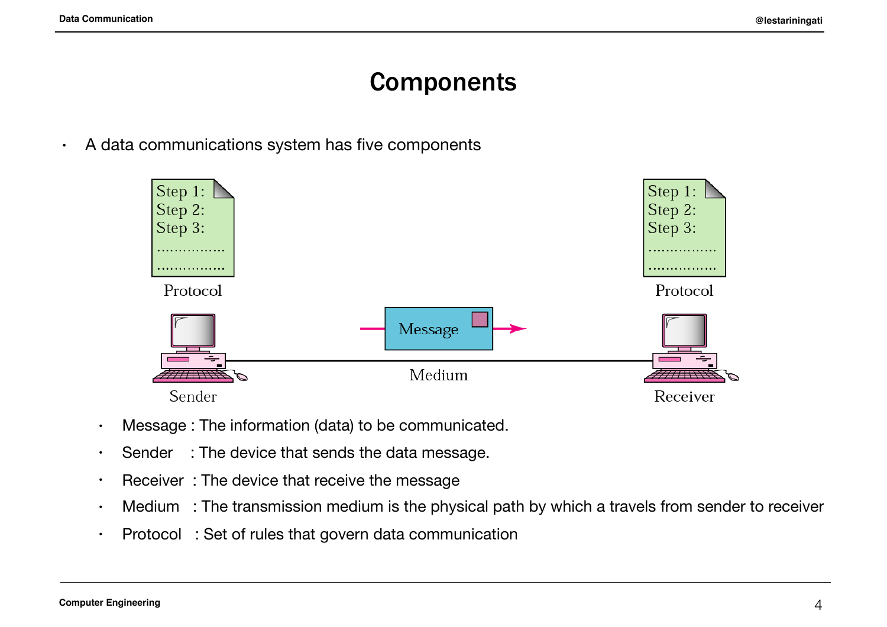# Components

- A data communications system has five components

  - Message : The information (data) to be communicated.
  - Sender : The device that sends the data message.
  - Receiver : The device that receive the message
  - Medium : The transmission medium is the physical path by which a travels from sender to receiver
  - Protocol : Set of rules that govern data communication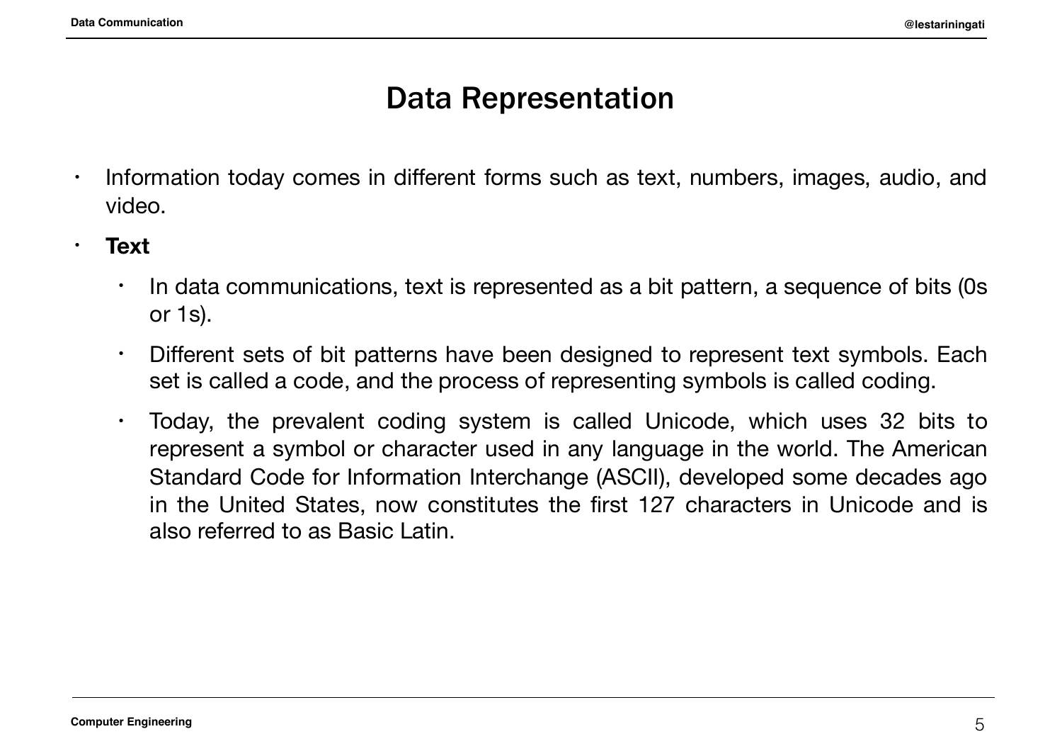# Data Representation

- Information today comes in different forms such as text, numbers, images, audio, and video.
- **Text**
    - In data communications, text is represented as a bit pattern, a sequence of bits (0s or 1s).
    - Different sets of bit patterns have been designed to represent text symbols. Each set is called a code, and the process of representing symbols is called coding.
    - Today, the prevalent coding system is called Unicode, which uses 32 bits to represent a symbol or character used in any language in the world. The American Standard Code for Information Interchange (ASCII), developed some decades ago in the United States, now constitutes the first 127 characters in Unicode and is also referred to as Basic Latin.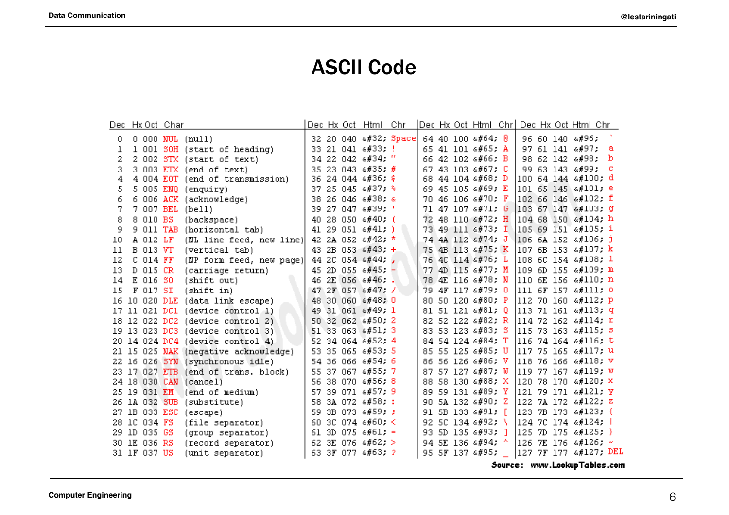# ASCII Code

| Dec | Hx | Oct | Char | | Dec | Hx | Oct | Html | Chr | Dec | Hx | Oct | Html | Chr | Dec | Hx | Oct | Html | Chr |
|---|---|---|---|---|---|---|---|---|---|---|---|---|---|---|---|---|---|---|---|
| 0 | 0 | 000 | NUL | (null) | 32 | 20 | 040 | &#32; | Space | 64 | 40 | 100 | &#64; | @ | 96 | 60 | 140 | &#96; | ` |
| 1 | 1 | 001 | SOH | (start of heading) | 33 | 21 | 041 | &#33; | ! | 65 | 41 | 101 | &#65; | A | 97 | 61 | 141 | &#97; | a |
| 2 | 2 | 002 | STX | (start of text) | 34 | 22 | 042 | &#34; | " | 66 | 42 | 102 | &#66; | B | 98 | 62 | 142 | &#98; | b |
| 3 | 3 | 003 | ETX | (end of text) | 35 | 23 | 043 | &#35; | # | 67 | 43 | 103 | &#67; | C | 99 | 63 | 143 | &#99; | c |
| 4 | 4 | 004 | EOT | (end of transmission) | 36 | 24 | 044 | &#36; | $ | 68 | 44 | 104 | &#68; | D | 100 | 64 | 144 | &#100; | d |
| 5 | 5 | 005 | ENQ | (enquiry) | 37 | 25 | 045 | &#37; | % | 69 | 45 | 105 | &#69; | E | 101 | 65 | 145 | &#101; | e |
| 6 | 6 | 006 | ACK | (acknowledge) | 38 | 26 | 046 | &#38; | & | 70 | 46 | 106 | &#70; | F | 102 | 66 | 146 | &#102; | f |
| 7 | 7 | 007 | BEL | (bell) | 39 | 27 | 047 | &#39; | ' | 71 | 47 | 107 | &#71; | G | 103 | 67 | 147 | &#103; | g |
| 8 | 8 | 010 | BS | (backspace) | 40 | 28 | 050 | &#40; | ( | 72 | 48 | 110 | &#72; | H | 104 | 68 | 150 | &#104; | h |
| 9 | 9 | 011 | TAB | (horizontal tab) | 41 | 29 | 051 | &#41; | ) | 73 | 49 | 111 | &#73; | I | 105 | 69 | 151 | &#105; | i |
| 10 | A | 012 | LF | (NL line feed, new line) | 42 | 2A | 052 | &#42; | * | 74 | 4A | 112 | &#74; | J | 106 | 6A | 152 | &#106; | j |
| 11 | B | 013 | VT | (vertical tab) | 43 | 2B | 053 | &#43; | + | 75 | 4B | 113 | &#75; | K | 107 | 6B | 153 | &#107; | k |
| 12 | C | 014 | FF | (NP form feed, new page) | 44 | 2C | 054 | &#44; | , | 76 | 4C | 114 | &#76; | L | 108 | 6C | 154 | &#108; | l |
| 13 | D | 015 | CR | (carriage return) | 45 | 2D | 055 | &#45; | - | 77 | 4D | 115 | &#77; | M | 109 | 6D | 155 | &#109; | m |
| 14 | E | 016 | SO | (shift out) | 46 | 2E | 056 | &#46; | . | 78 | 4E | 116 | &#78; | N | 110 | 6E | 156 | &#110; | n |
| 15 | F | 017 | SI | (shift in) | 47 | 2F | 057 | &#47; | / | 79 | 4F | 117 | &#79; | O | 111 | 6F | 157 | &#111; | o |
| 16 | 10 | 020 | DLE | (data link escape) | 48 | 30 | 060 | &#48; | 0 | 80 | 50 | 120 | &#80; | P | 112 | 70 | 160 | &#112; | p |
| 17 | 11 | 021 | DC1 | (device control 1) | 49 | 31 | 061 | &#49; | 1 | 81 | 51 | 121 | &#81; | Q | 113 | 71 | 161 | &#113; | q |
| 18 | 12 | 022 | DC2 | (device control 2) | 50 | 32 | 062 | &#50; | 2 | 82 | 52 | 122 | &#82; | R | 114 | 72 | 162 | &#114; | r |
| 19 | 13 | 023 | DC3 | (device control 3) | 51 | 33 | 063 | &#51; | 3 | 83 | 53 | 123 | &#83; | S | 115 | 73 | 163 | &#115; | s |
| 20 | 14 | 024 | DC4 | (device control 4) | 52 | 34 | 064 | &#52; | 4 | 84 | 54 | 124 | &#84; | T | 116 | 74 | 164 | &#116; | t |
| 21 | 15 | 025 | NAK | (negative acknowledge) | 53 | 35 | 065 | &#53; | 5 | 85 | 55 | 125 | &#85; | U | 117 | 75 | 165 | &#117; | u |
| 22 | 16 | 026 | SYN | (synchronous idle) | 54 | 36 | 066 | &#54; | 6 | 86 | 56 | 126 | &#86; | V | 118 | 76 | 166 | &#118; | v |
| 23 | 17 | 027 | ETB | (end of trans. block) | 55 | 37 | 067 | &#55; | 7 | 87 | 57 | 127 | &#87; | W | 119 | 77 | 167 | &#119; | w |
| 24 | 18 | 030 | CAN | (cancel) | 56 | 38 | 070 | &#56; | 8 | 88 | 58 | 130 | &#88; | X | 120 | 78 | 170 | &#120; | x |
| 25 | 19 | 031 | EM | (end of medium) | 57 | 39 | 071 | &#57; | 9 | 89 | 59 | 131 | &#89; | Y | 121 | 79 | 171 | &#121; | y |
| 26 | 1A | 032 | SUB | (substitute) | 58 | 3A | 072 | &#58; | : | 90 | 5A | 132 | &#90; | Z | 122 | 7A | 172 | &#122; | z |
| 27 | 1B | 033 | ESC | (escape) | 59 | 3B | 073 | &#59; | ; | 91 | 5B | 133 | &#91; | [ | 123 | 7B | 173 | &#123; | { |
| 28 | 1C | 034 | FS | (file separator) | 60 | 3C | 074 | &#60; | < | 92 | 5C | 134 | &#92; | \ | 124 | 7C | 174 | &#124; | &#124; |
| 29 | 1D | 035 | GS | (group separator) | 61 | 3D | 075 | &#61; | = | 93 | 5D | 135 | &#93; | ] | 125 | 7D | 175 | &#125; | } |
| 30 | 1E | 036 | RS | (record separator) | 62 | 3E | 076 | &#62; | > | 94 | 5E | 136 | &#94; | ^ | 126 | 7E | 176 | &#126; | ~ |
| 31 | 1F | 037 | US | (unit separator) | 63 | 3F | 077 | &#63; | ? | 95 | 5F | 137 | &#95; | _ | 127 | 7F | 177 | &#127; | DEL |

**Source: www.LookupTables.com**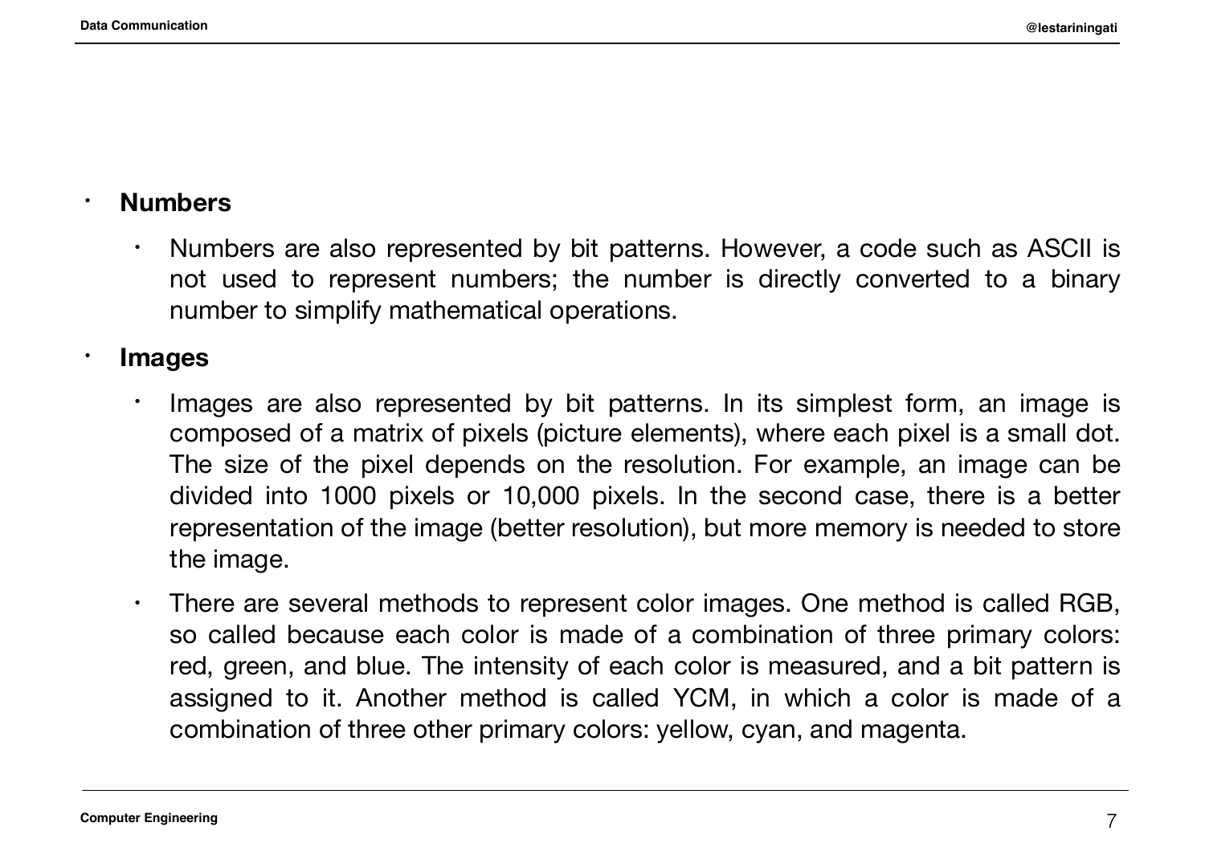- **Numbers**
  - Numbers are also represented by bit patterns. However, a code such as ASCII is not used to represent numbers; the number is directly converted to a binary number to simplify mathematical operations.
- **Images**
  - Images are also represented by bit patterns. In its simplest form, an image is composed of a matrix of pixels (picture elements), where each pixel is a small dot. The size of the pixel depends on the resolution. For example, an image can be divided into 1000 pixels or 10,000 pixels. In the second case, there is a better representation of the image (better resolution), but more memory is needed to store the image.
  - There are several methods to represent color images. One method is called RGB, so called because each color is made of a combination of three primary colors: red, green, and blue. The intensity of each color is measured, and a bit pattern is assigned to it. Another method is called YCM, in which a color is made of a combination of three other primary colors: yellow, cyan, and magenta.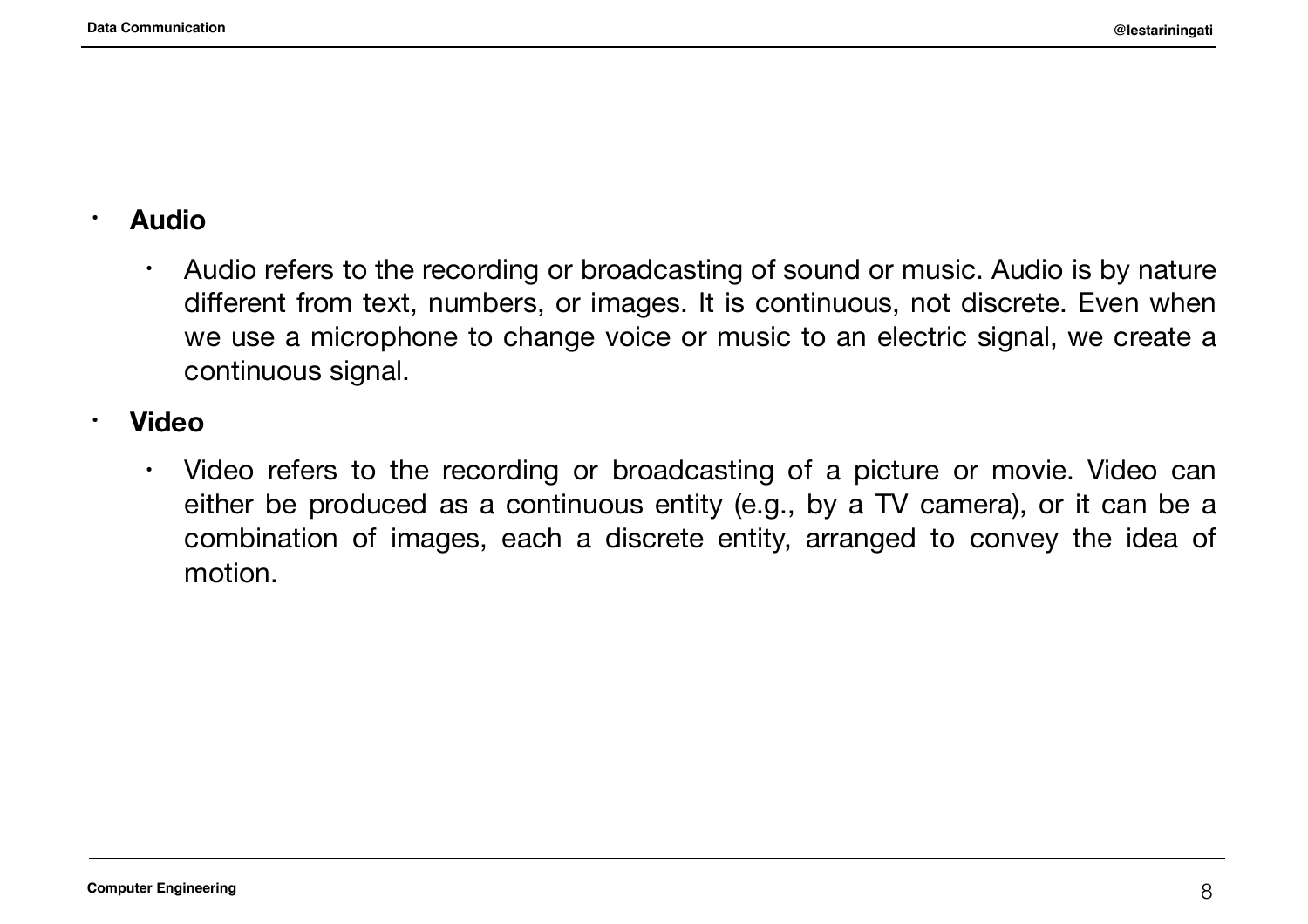- **Audio**
  - Audio refers to the recording or broadcasting of sound or music. Audio is by nature different from text, numbers, or images. It is continuous, not discrete. Even when we use a microphone to change voice or music to an electric signal, we create a continuous signal.
- **Video**
  - Video refers to the recording or broadcasting of a picture or movie. Video can either be produced as a continuous entity (e.g., by a TV camera), or it can be a combination of images, each a discrete entity, arranged to convey the idea of motion.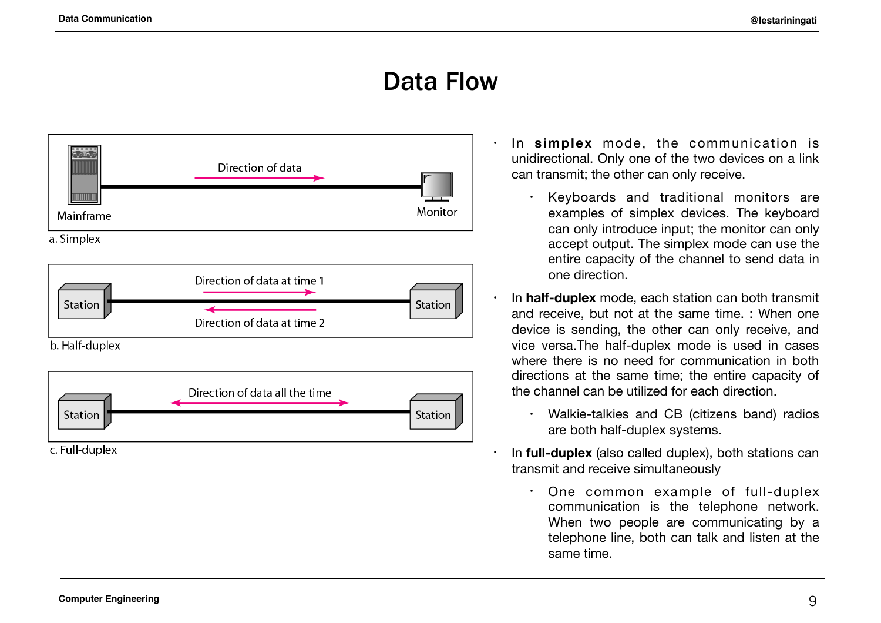# Data Flow

Direction of data

Mainframe

Monitor

a. Simplex

Direction of data at time 1

Station

Station

Direction of data at time 2

b. Half-duplex

Direction of data all the time

Station

Station

c. Full-duplex

- In **simplex** mode, the communication is unidirectional. Only one of the two devices on a link can transmit; the other can only receive.
  - Keyboards and traditional monitors are examples of simplex devices. The keyboard can only introduce input; the monitor can only accept output. The simplex mode can use the entire capacity of the channel to send data in one direction.
- In **half-duplex** mode, each station can both transmit and receive, but not at the same time. : When one device is sending, the other can only receive, and vice versa.The half-duplex mode is used in cases where there is no need for communication in both directions at the same time; the entire capacity of the channel can be utilized for each direction.
  - Walkie-talkies and CB (citizens band) radios are both half-duplex systems.
- In **full-duplex** (also called duplex), both stations can transmit and receive simultaneously
  - One common example of full-duplex communication is the telephone network. When two people are communicating by a telephone line, both can talk and listen at the same time.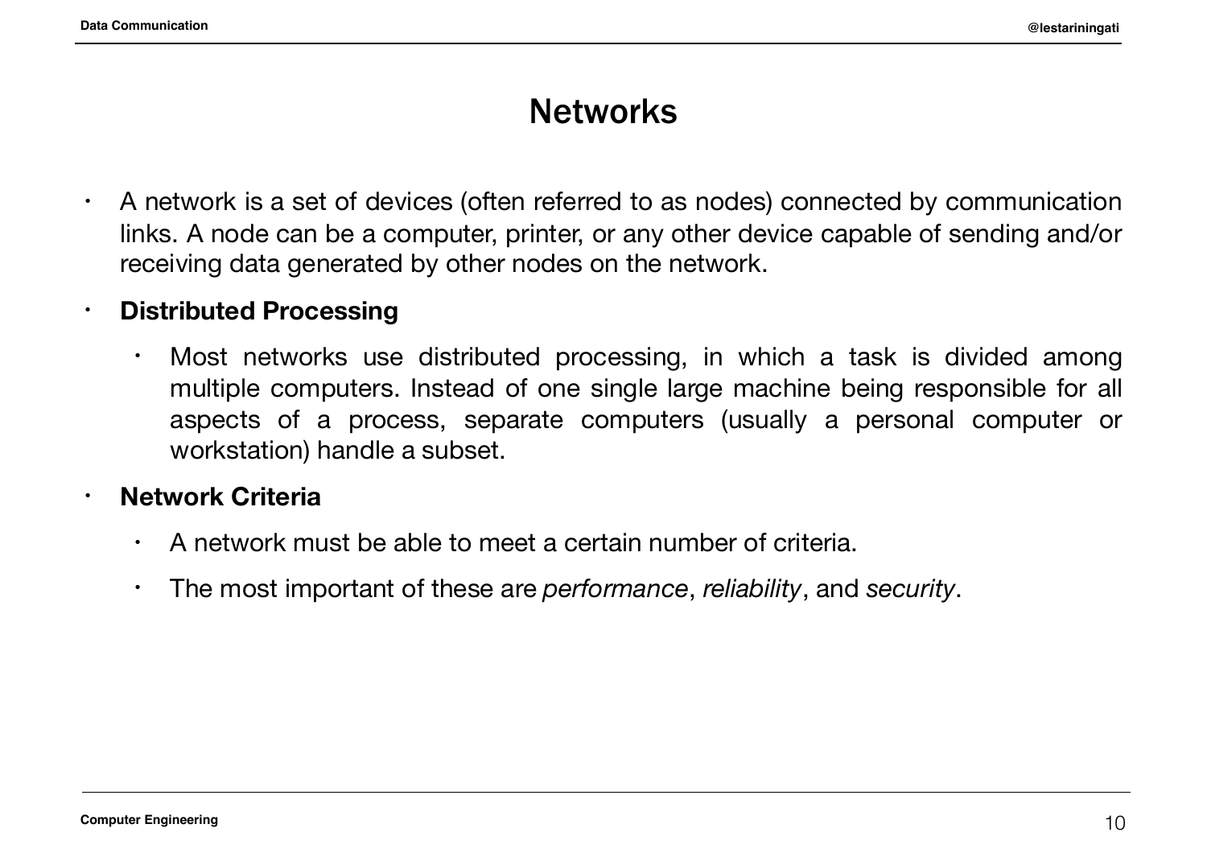# Networks

- A network is a set of devices (often referred to as nodes) connected by communication links. A node can be a computer, printer, or any other device capable of sending and/or receiving data generated by other nodes on the network.
- **Distributed Processing**
  - Most networks use distributed processing, in which a task is divided among multiple computers. Instead of one single large machine being responsible for all aspects of a process, separate computers (usually a personal computer or workstation) handle a subset.
- **Network Criteria**
  - A network must be able to meet a certain number of criteria.
  - The most important of these are *performance*, *reliability*, and *security*.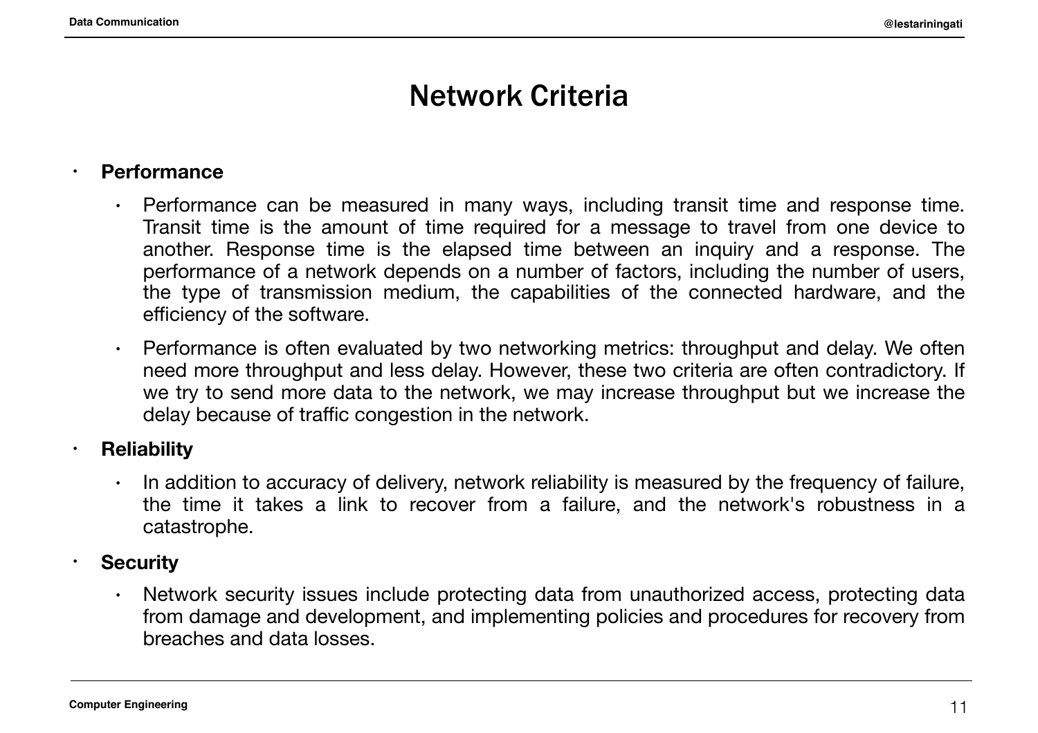# Network Criteria

- **Performance**
  - Performance can be measured in many ways, including transit time and response time. Transit time is the amount of time required for a message to travel from one device to another. Response time is the elapsed time between an inquiry and a response. The performance of a network depends on a number of factors, including the number of users, the type of transmission medium, the capabilities of the connected hardware, and the efficiency of the software.
  - Performance is often evaluated by two networking metrics: throughput and delay. We often need more throughput and less delay. However, these two criteria are often contradictory. If we try to send more data to the network, we may increase throughput but we increase the delay because of traffic congestion in the network.
- **Reliability**
  - In addition to accuracy of delivery, network reliability is measured by the frequency of failure, the time it takes a link to recover from a failure, and the network's robustness in a catastrophe.
- **Security**
  - Network security issues include protecting data from unauthorized access, protecting data from damage and development, and implementing policies and procedures for recovery from breaches and data losses.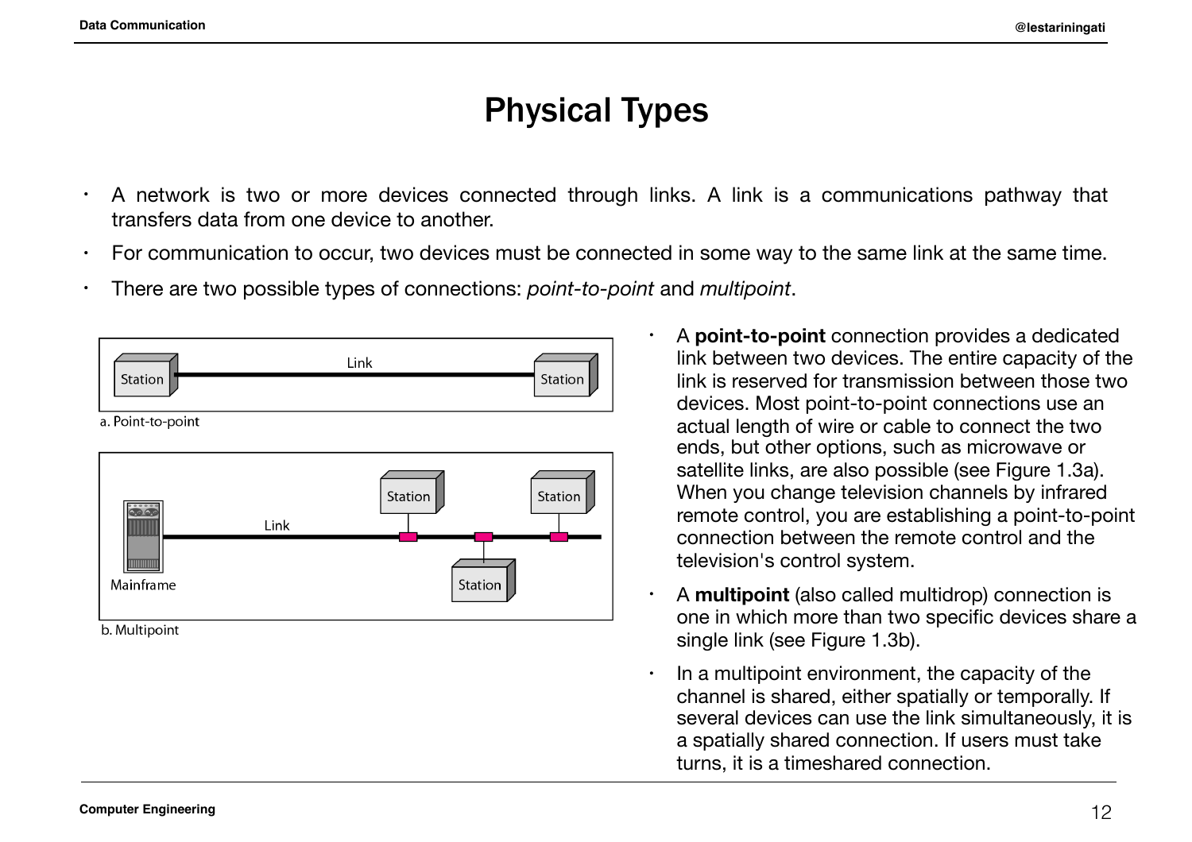# Physical Types

- A network is two or more devices connected through links. A link is a communications pathway that transfers data from one device to another.
- For communication to occur, two devices must be connected in some way to the same link at the same time.
- There are two possible types of connections: *point-to-point* and *multipoint*.

a. Point-to-point

b. Multipoint

- A **point-to-point** connection provides a dedicated link between two devices. The entire capacity of the link is reserved for transmission between those two devices. Most point-to-point connections use an actual length of wire or cable to connect the two ends, but other options, such as microwave or satellite links, are also possible (see Figure 1.3a). When you change television channels by infrared remote control, you are establishing a point-to-point connection between the remote control and the television's control system.
- A **multipoint** (also called multidrop) connection is one in which more than two specific devices share a single link (see Figure 1.3b).
- In a multipoint environment, the capacity of the channel is shared, either spatially or temporally. If several devices can use the link simultaneously, it is a spatially shared connection. If users must take turns, it is a timeshared connection.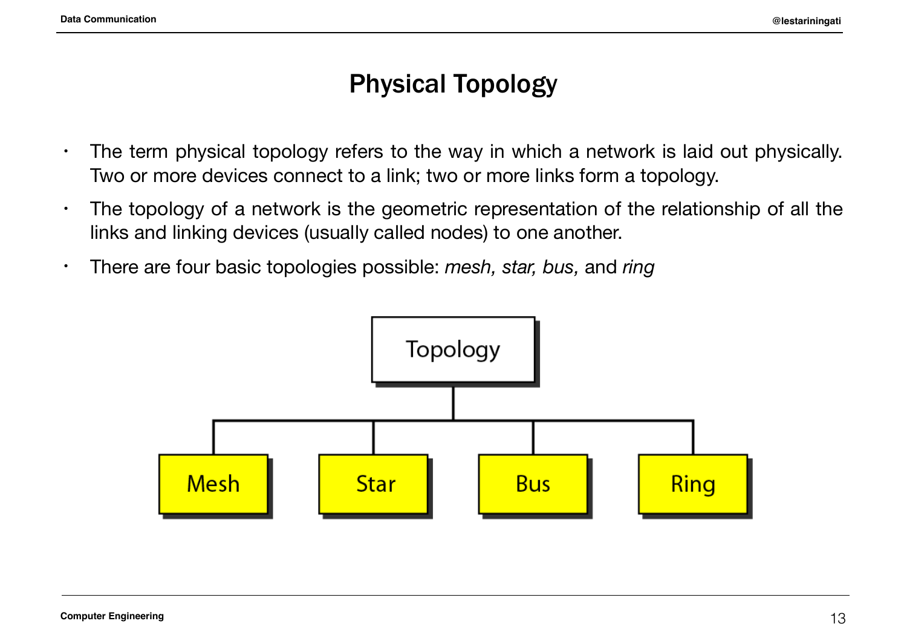# Physical Topology

- The term physical topology refers to the way in which a network is laid out physically. Two or more devices connect to a link; two or more links form a topology.
- The topology of a network is the geometric representation of the relationship of all the links and linking devices (usually called nodes) to one another.
- There are four basic topologies possible: *mesh, star, bus,* and *ring*

Topology

Mesh | Star | Bus | Ring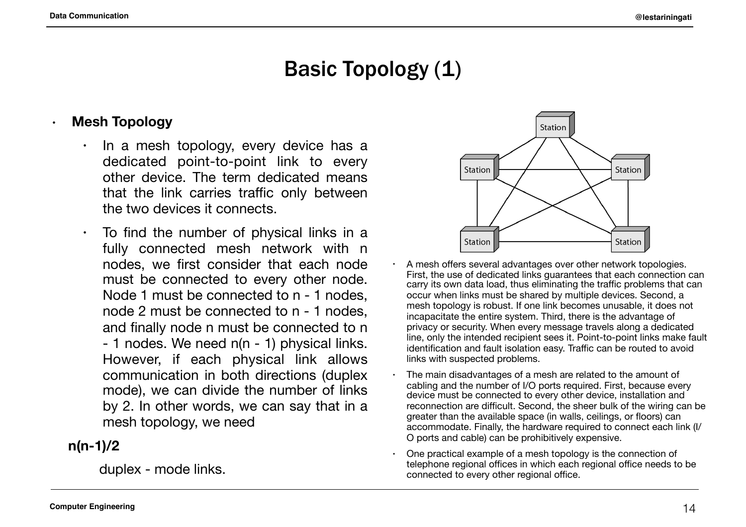# Basic Topology (1)

- **Mesh Topology**
  - In a mesh topology, every device has a dedicated point-to-point link to every other device. The term dedicated means that the link carries traffic only between the two devices it connects.
  - To find the number of physical links in a fully connected mesh network with n nodes, we first consider that each node must be connected to every other node. Node 1 must be connected to n - 1 nodes, node 2 must be connected to n - 1 nodes, and finally node n must be connected to n - 1 nodes. We need n(n - 1) physical links. However, if each physical link allows communication in both directions (duplex mode), we can divide the number of links by 2. In other words, we can say that in a mesh topology, we need

**n(n-1)/2**

duplex - mode links.

- A mesh offers several advantages over other network topologies. First, the use of dedicated links guarantees that each connection can carry its own data load, thus eliminating the traffic problems that can occur when links must be shared by multiple devices. Second, a mesh topology is robust. If one link becomes unusable, it does not incapacitate the entire system. Third, there is the advantage of privacy or security. When every message travels along a dedicated line, only the intended recipient sees it. Point-to-point links make fault identification and fault isolation easy. Traffic can be routed to avoid links with suspected problems.
- The main disadvantages of a mesh are related to the amount of cabling and the number of I/O ports required. First, because every device must be connected to every other device, installation and reconnection are difficult. Second, the sheer bulk of the wiring can be greater than the available space (in walls, ceilings, or floors) can accommodate. Finally, the hardware required to connect each link (I/O ports and cable) can be prohibitively expensive.
- One practical example of a mesh topology is the connection of telephone regional offices in which each regional office needs to be connected to every other regional office.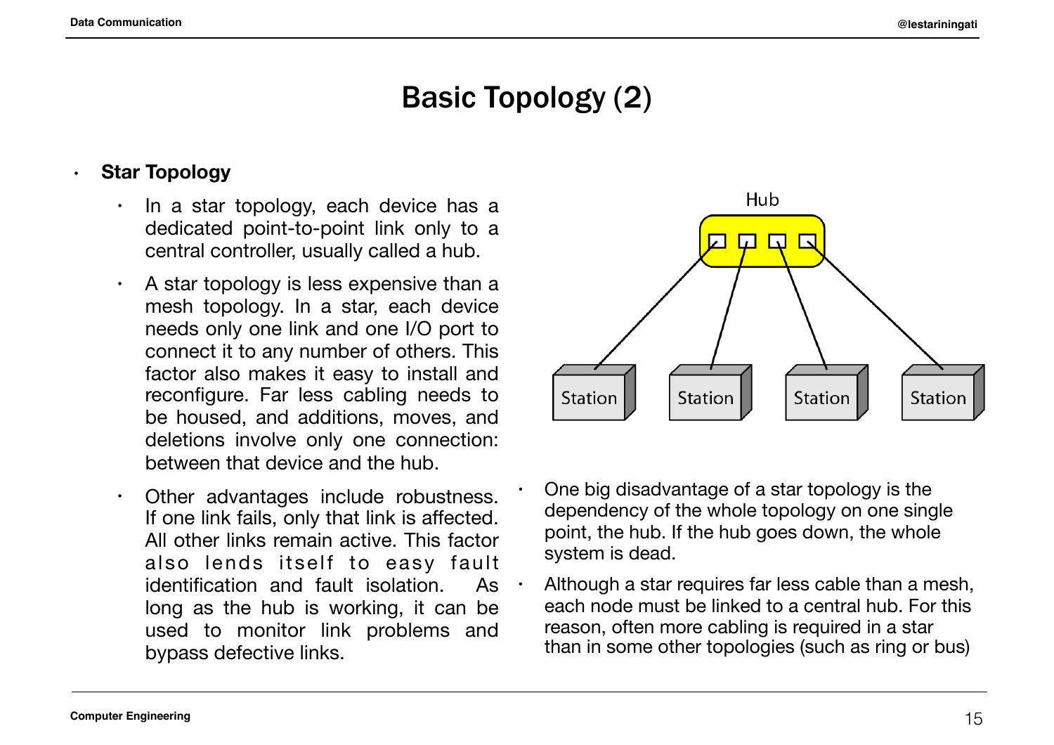# Basic Topology (2)

- **Star Topology**
    - In a star topology, each device has a dedicated point-to-point link only to a central controller, usually called a hub.
    - A star topology is less expensive than a mesh topology. In a star, each device needs only one link and one I/O port to connect it to any number of others. This factor also makes it easy to install and reconfigure. Far less cabling needs to be housed, and additions, moves, and deletions involve only one connection: between that device and the hub.
    - Other advantages include robustness. If one link fails, only that link is affected. All other links remain active. This factor also lends itself to easy fault identification and fault isolation. As long as the hub is working, it can be used to monitor link problems and bypass defective links.

- One big disadvantage of a star topology is the dependency of the whole topology on one single point, the hub. If the hub goes down, the whole system is dead.
- Although a star requires far less cable than a mesh, each node must be linked to a central hub. For this reason, often more cabling is required in a star than in some other topologies (such as ring or bus)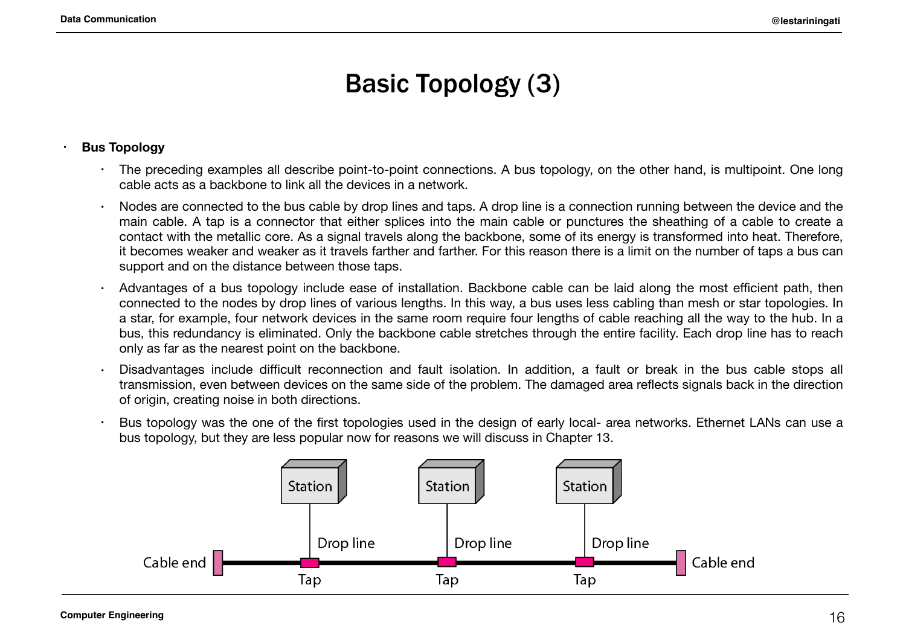# Basic Topology (3)

- **Bus Topology**
  - The preceding examples all describe point-to-point connections. A bus topology, on the other hand, is multipoint. One long cable acts as a backbone to link all the devices in a network.
  - Nodes are connected to the bus cable by drop lines and taps. A drop line is a connection running between the device and the main cable. A tap is a connector that either splices into the main cable or punctures the sheathing of a cable to create a contact with the metallic core. As a signal travels along the backbone, some of its energy is transformed into heat. Therefore, it becomes weaker and weaker as it travels farther and farther. For this reason there is a limit on the number of taps a bus can support and on the distance between those taps.
  - Advantages of a bus topology include ease of installation. Backbone cable can be laid along the most efficient path, then connected to the nodes by drop lines of various lengths. In this way, a bus uses less cabling than mesh or star topologies. In a star, for example, four network devices in the same room require four lengths of cable reaching all the way to the hub. In a bus, this redundancy is eliminated. Only the backbone cable stretches through the entire facility. Each drop line has to reach only as far as the nearest point on the backbone.
  - Disadvantages include difficult reconnection and fault isolation. In addition, a fault or break in the bus cable stops all transmission, even between devices on the same side of the problem. The damaged area reflects signals back in the direction of origin, creating noise in both directions.
  - Bus topology was the one of the first topologies used in the design of early local- area networks. Ethernet LANs can use a bus topology, but they are less popular now for reasons we will discuss in Chapter 13.

Station Station Station
Drop line Drop line Drop line
Cable end Tap Tap Tap Cable end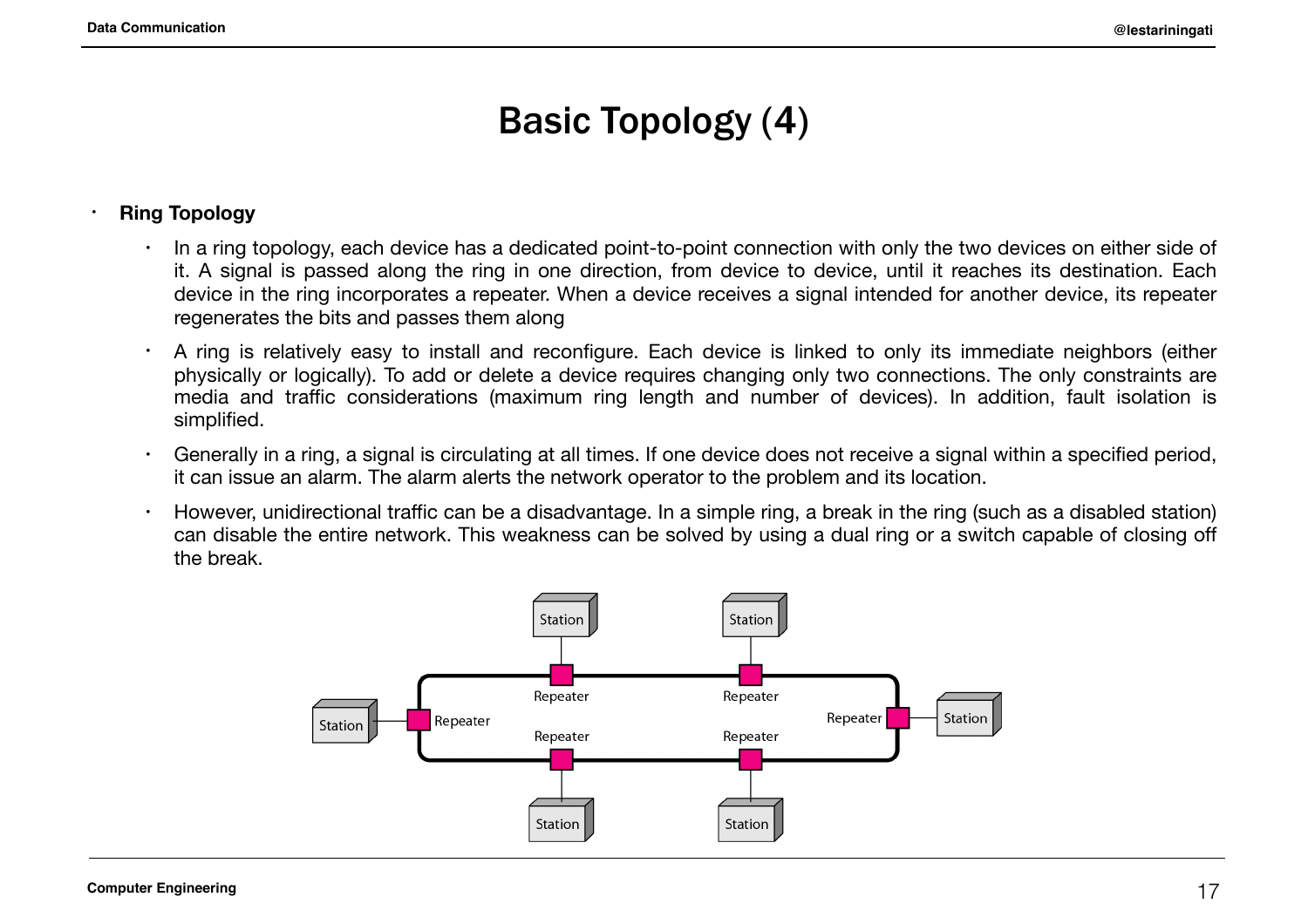# Basic Topology (4)

- **Ring Topology**
  - In a ring topology, each device has a dedicated point-to-point connection with only the two devices on either side of it. A signal is passed along the ring in one direction, from device to device, until it reaches its destination. Each device in the ring incorporates a repeater. When a device receives a signal intended for another device, its repeater regenerates the bits and passes them along
  - A ring is relatively easy to install and reconfigure. Each device is linked to only its immediate neighbors (either physically or logically). To add or delete a device requires changing only two connections. The only constraints are media and traffic considerations (maximum ring length and number of devices). In addition, fault isolation is simplified.
  - Generally in a ring, a signal is circulating at all times. If one device does not receive a signal within a specified period, it can issue an alarm. The alarm alerts the network operator to the problem and its location.
  - However, unidirectional traffic can be a disadvantage. In a simple ring, a break in the ring (such as a disabled station) can disable the entire network. This weakness can be solved by using a dual ring or a switch capable of closing off the break.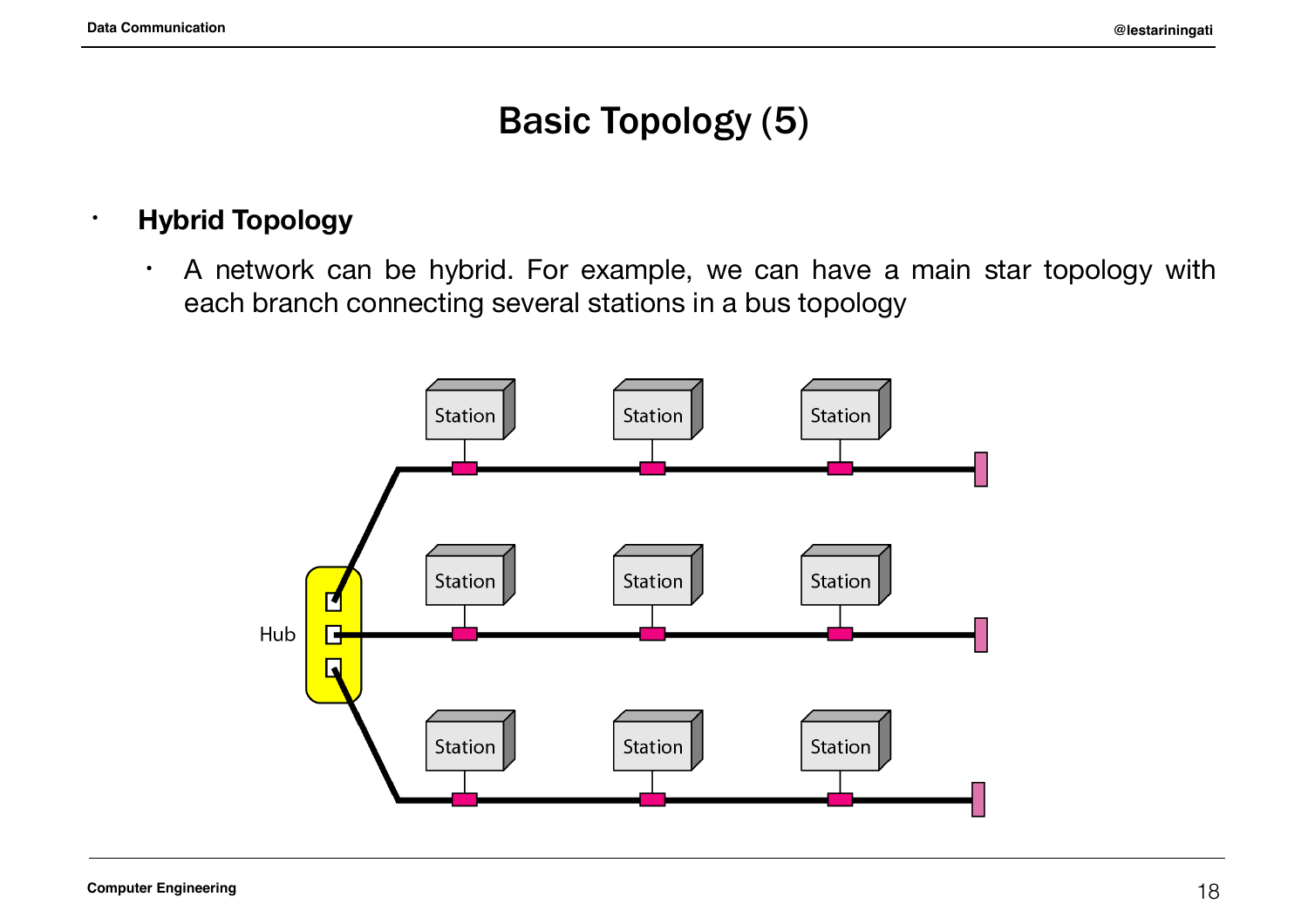# Basic Topology (5)

- **Hybrid Topology**
  - A network can be hybrid. For example, we can have a main star topology with each branch connecting several stations in a bus topology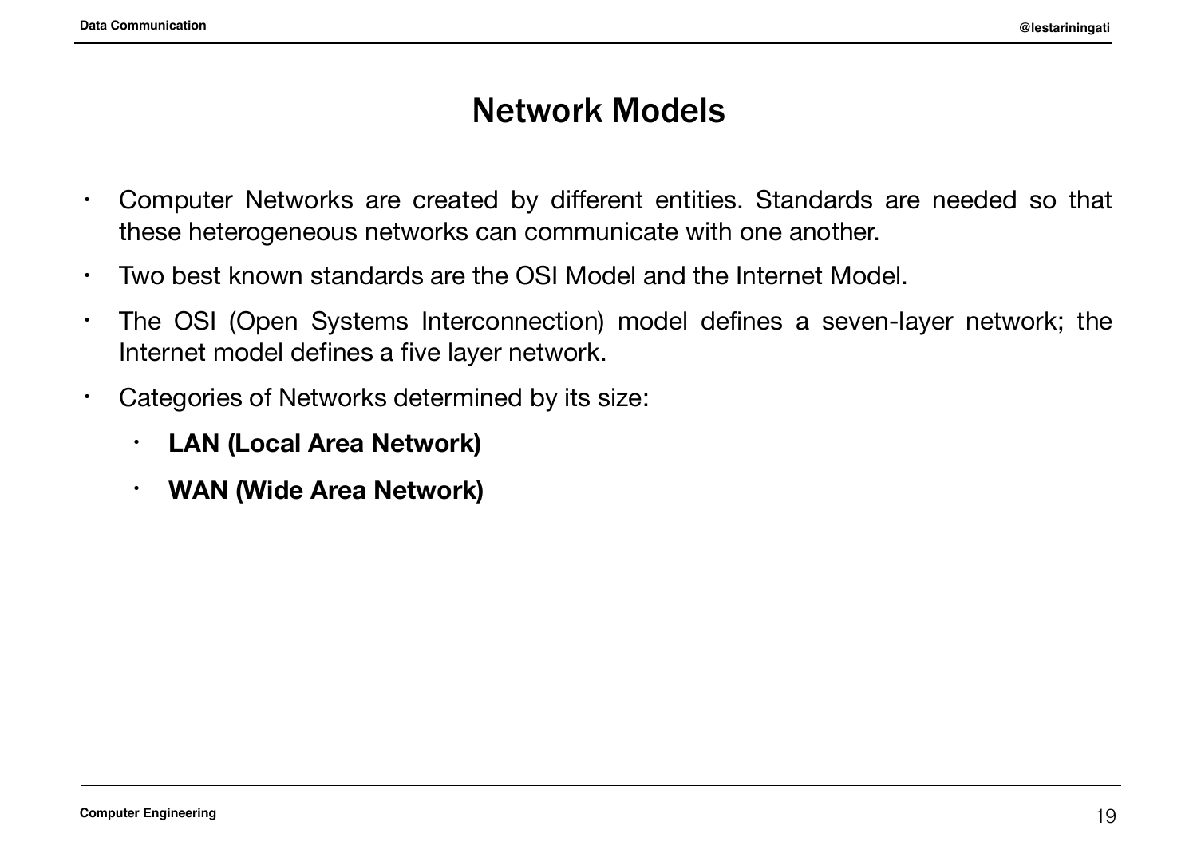# Network Models

- Computer Networks are created by different entities. Standards are needed so that these heterogeneous networks can communicate with one another.
- Two best known standards are the OSI Model and the Internet Model.
- The OSI (Open Systems Interconnection) model defines a seven-layer network; the Internet model defines a five layer network.
- Categories of Networks determined by its size:
  - **LAN (Local Area Network)**
  - **WAN (Wide Area Network)**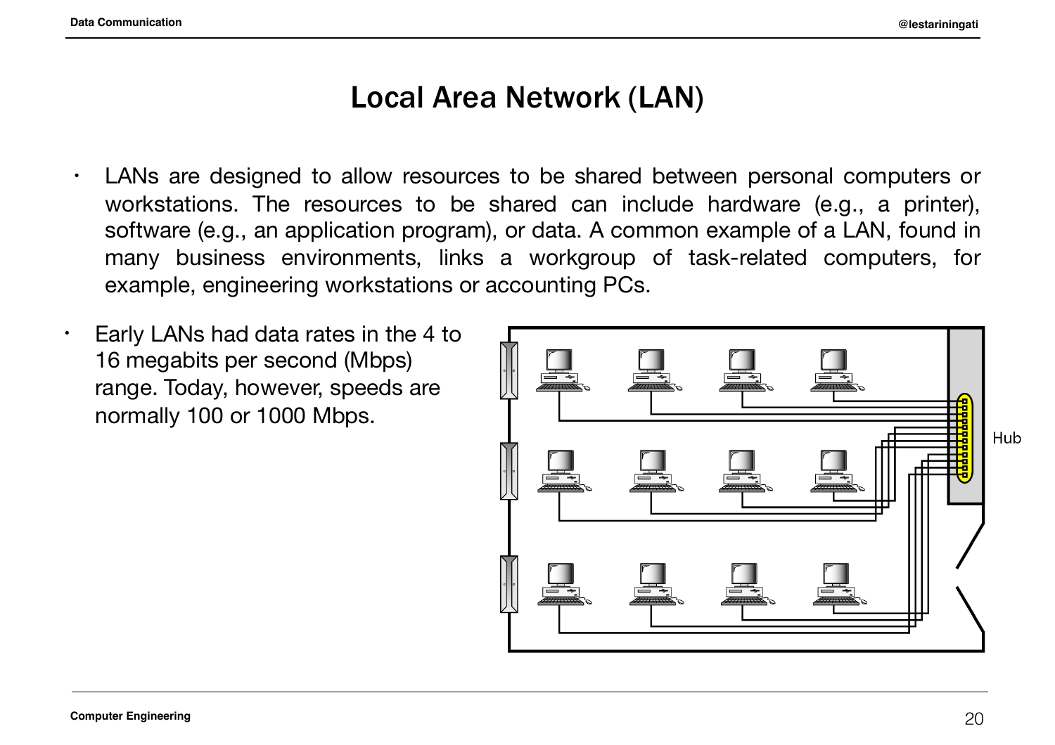# Local Area Network (LAN)

- LANs are designed to allow resources to be shared between personal computers or workstations. The resources to be shared can include hardware (e.g., a printer), software (e.g., an application program), or data. A common example of a LAN, found in many business environments, links a workgroup of task-related computers, for example, engineering workstations or accounting PCs.

- Early LANs had data rates in the 4 to 16 megabits per second (Mbps) range. Today, however, speeds are normally 100 or 1000 Mbps.

Hub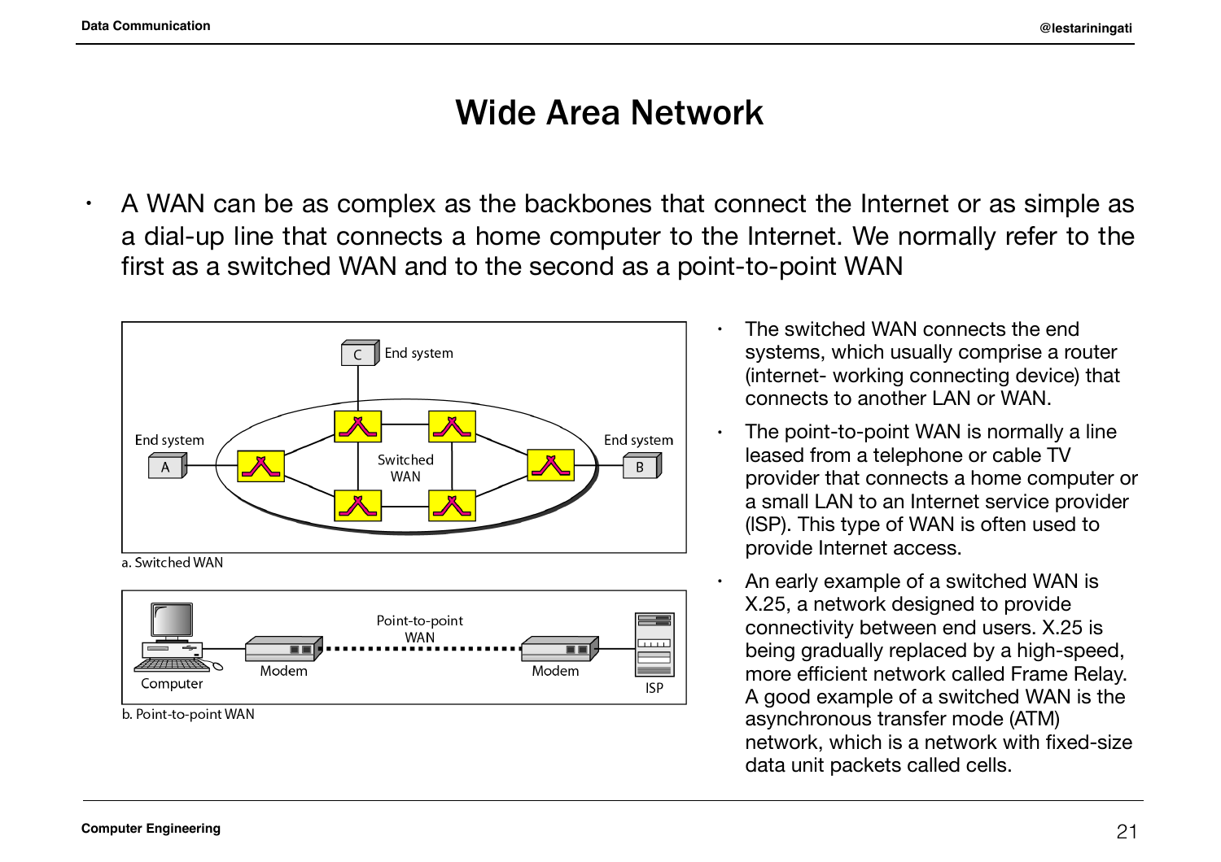# Wide Area Network

- A WAN can be as complex as the backbones that connect the Internet or as simple as a dial-up line that connects a home computer to the Internet. We normally refer to the first as a switched WAN and to the second as a point-to-point WAN

a. Switched WAN

b. Point-to-point WAN

- The switched WAN connects the end systems, which usually comprise a router (internet- working connecting device) that connects to another LAN or WAN.
- The point-to-point WAN is normally a line leased from a telephone or cable TV provider that connects a home computer or a small LAN to an Internet service provider (ISP). This type of WAN is often used to provide Internet access.
- An early example of a switched WAN is X.25, a network designed to provide connectivity between end users. X.25 is being gradually replaced by a high-speed, more efficient network called Frame Relay. A good example of a switched WAN is the asynchronous transfer mode (ATM) network, which is a network with fixed-size data unit packets called cells.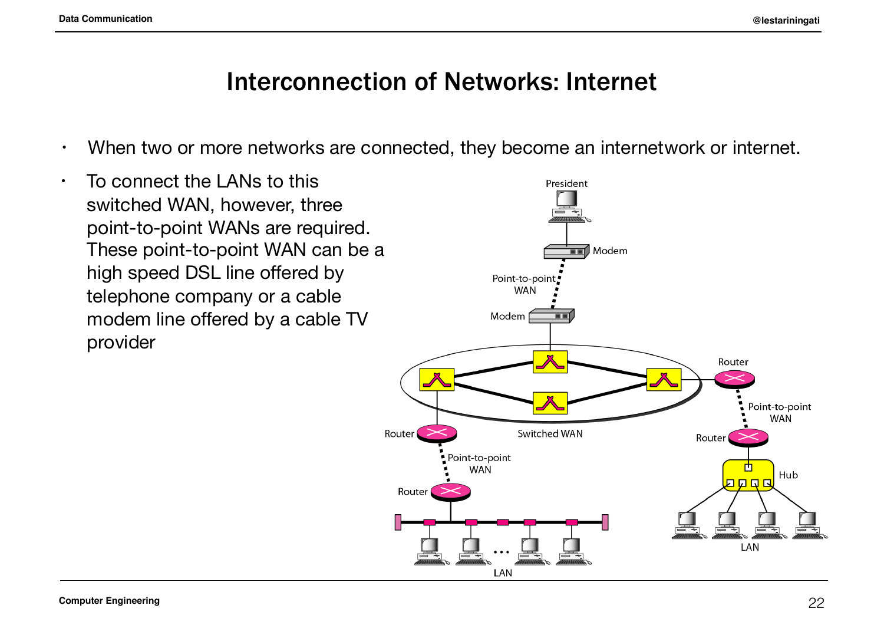# Interconnection of Networks: Internet

- When two or more networks are connected, they become an internetwork or internet.
- To connect the LANs to this switched WAN, however, three point-to-point WANs are required. These point-to-point WAN can be a high speed DSL line offered by telephone company or a cable modem line offered by a cable TV provider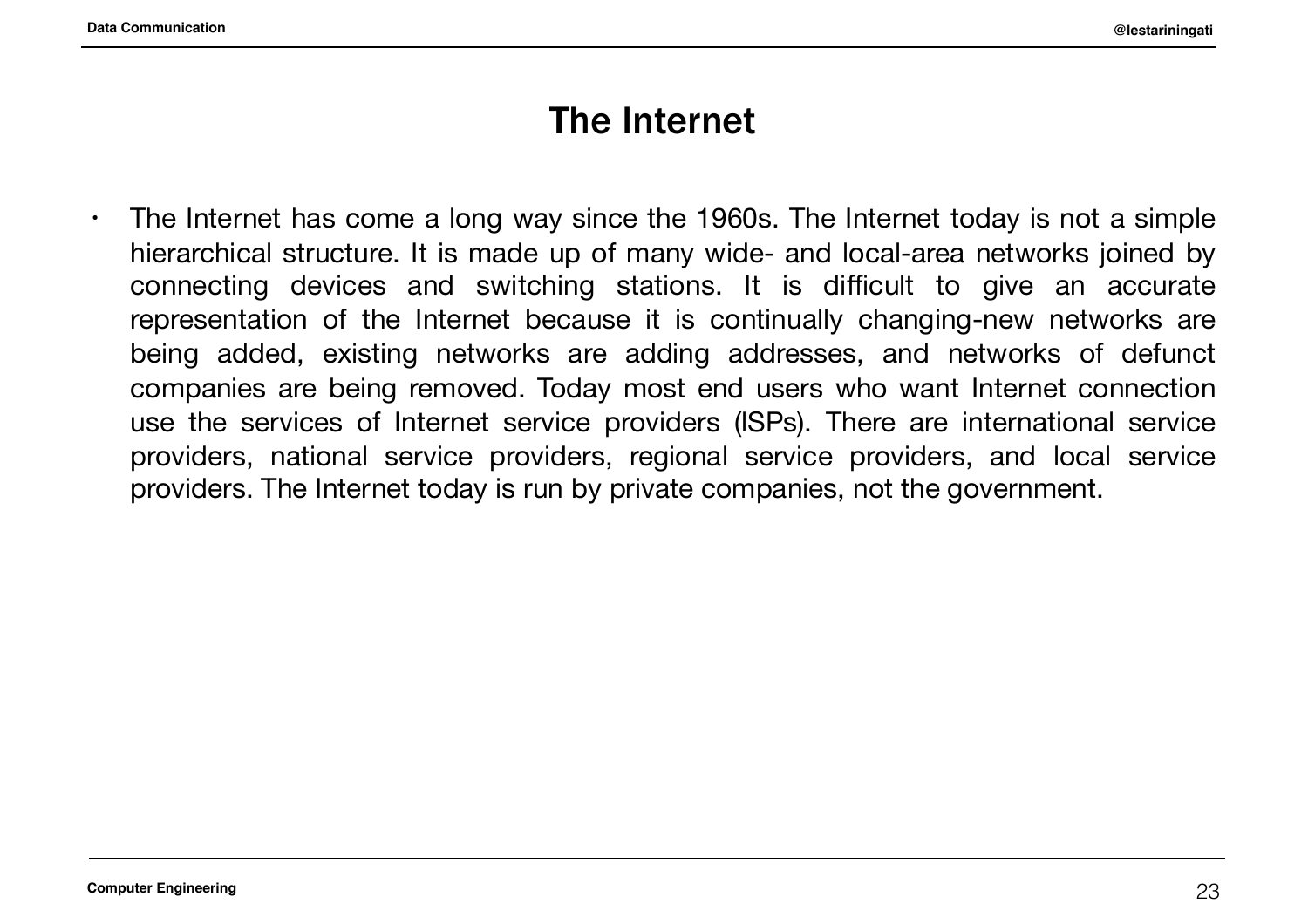# The Internet

- The Internet has come a long way since the 1960s. The Internet today is not a simple hierarchical structure. It is made up of many wide- and local-area networks joined by connecting devices and switching stations. It is difficult to give an accurate representation of the Internet because it is continually changing-new networks are being added, existing networks are adding addresses, and networks of defunct companies are being removed. Today most end users who want Internet connection use the services of Internet service providers (ISPs). There are international service providers, national service providers, regional service providers, and local service providers. The Internet today is run by private companies, not the government.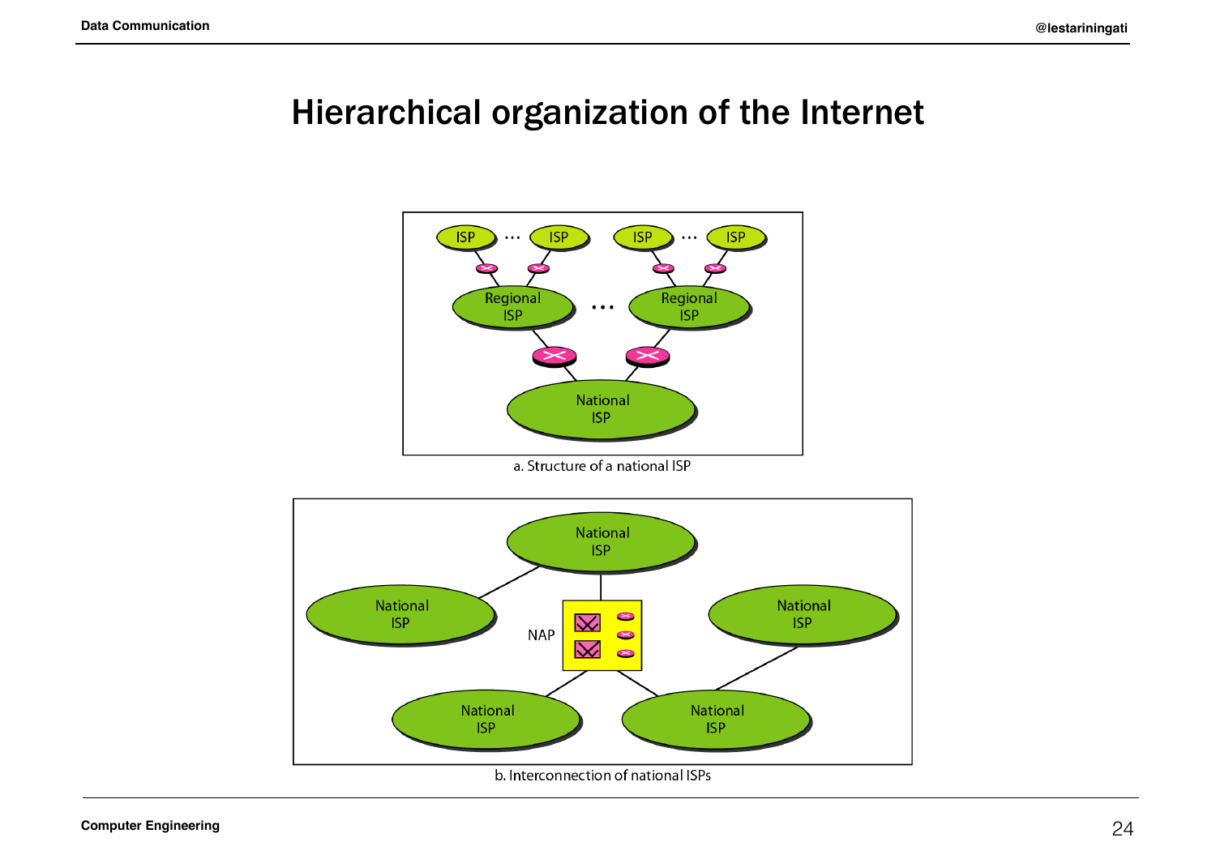# Hierarchical organization of the Internet

a. Structure of a national ISP

b. Interconnection of national ISPs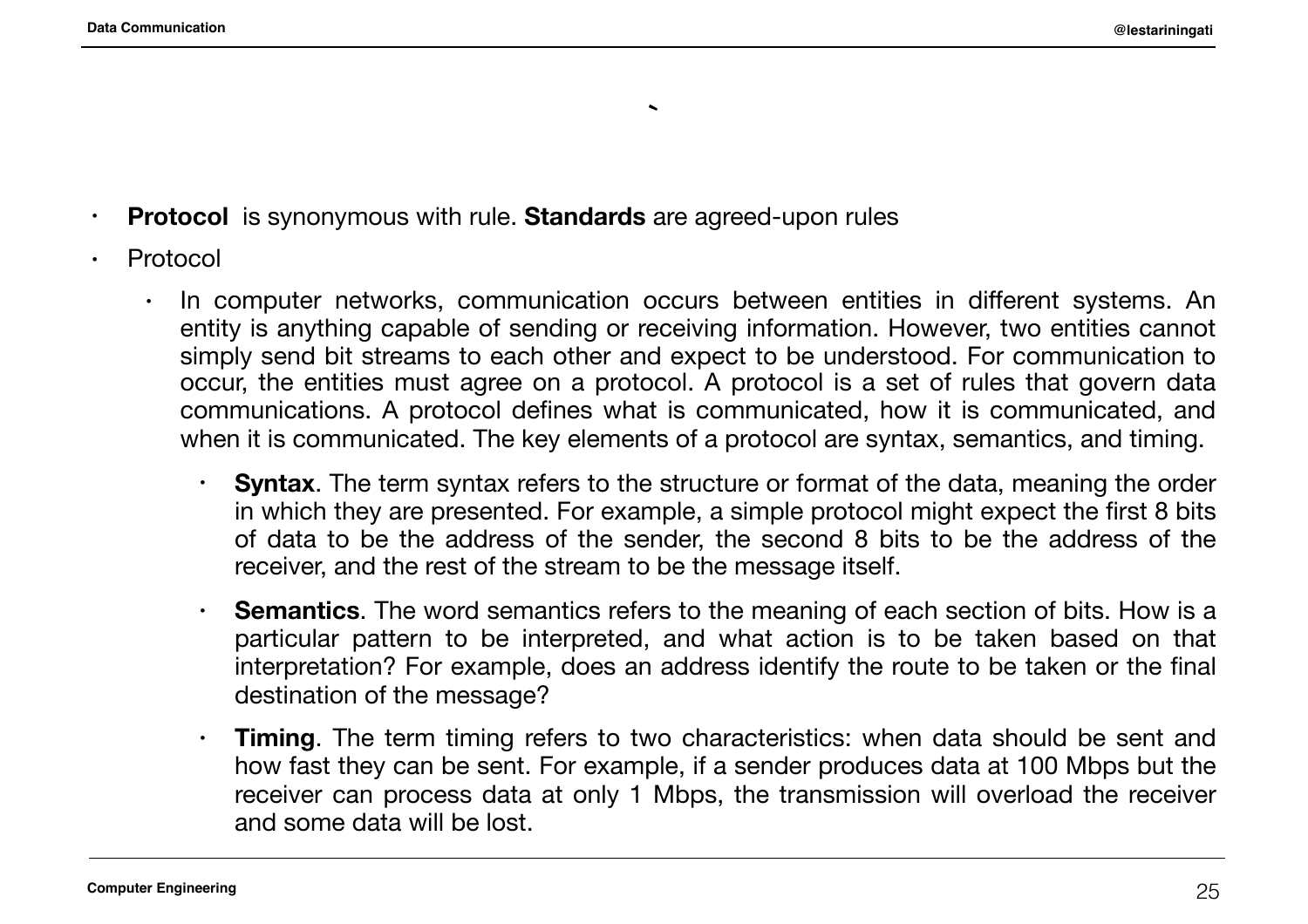- **Protocol** is synonymous with rule. **Standards** are agreed-upon rules
- Protocol
  - In computer networks, communication occurs between entities in different systems. An entity is anything capable of sending or receiving information. However, two entities cannot simply send bit streams to each other and expect to be understood. For communication to occur, the entities must agree on a protocol. A protocol is a set of rules that govern data communications. A protocol defines what is communicated, how it is communicated, and when it is communicated. The key elements of a protocol are syntax, semantics, and timing.
    - **Syntax**. The term syntax refers to the structure or format of the data, meaning the order in which they are presented. For example, a simple protocol might expect the first 8 bits of data to be the address of the sender, the second 8 bits to be the address of the receiver, and the rest of the stream to be the message itself.
    - **Semantics**. The word semantics refers to the meaning of each section of bits. How is a particular pattern to be interpreted, and what action is to be taken based on that interpretation? For example, does an address identify the route to be taken or the final destination of the message?
    - **Timing**. The term timing refers to two characteristics: when data should be sent and how fast they can be sent. For example, if a sender produces data at 100 Mbps but the receiver can process data at only 1 Mbps, the transmission will overload the receiver and some data will be lost.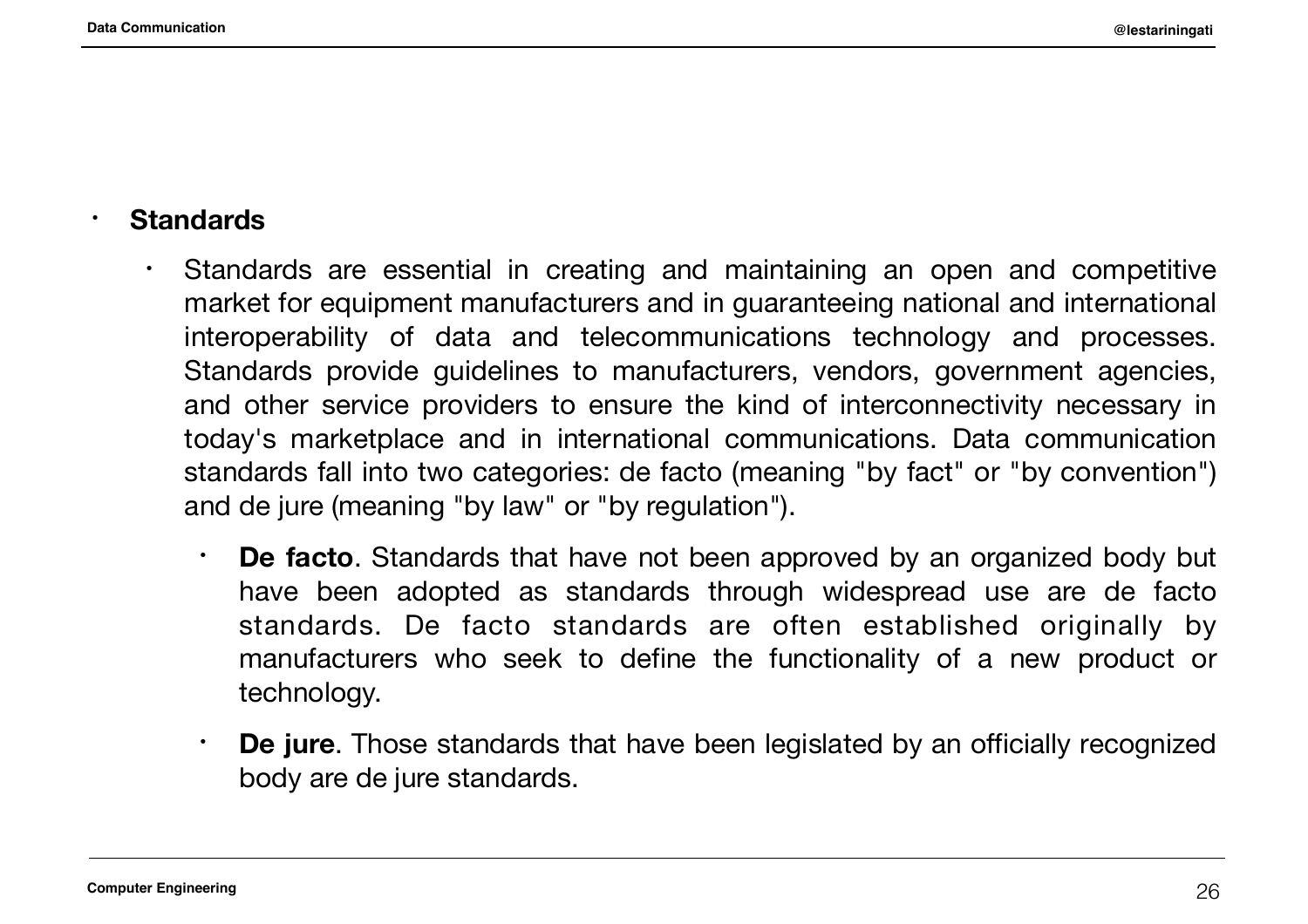- **Standards**
  - Standards are essential in creating and maintaining an open and competitive market for equipment manufacturers and in guaranteeing national and international interoperability of data and telecommunications technology and processes. Standards provide guidelines to manufacturers, vendors, government agencies, and other service providers to ensure the kind of interconnectivity necessary in today's marketplace and in international communications. Data communication standards fall into two categories: de facto (meaning "by fact" or "by convention") and de jure (meaning "by law" or "by regulation").
    - **De facto**. Standards that have not been approved by an organized body but have been adopted as standards through widespread use are de facto standards. De facto standards are often established originally by manufacturers who seek to define the functionality of a new product or technology.
    - **De jure**. Those standards that have been legislated by an officially recognized body are de jure standards.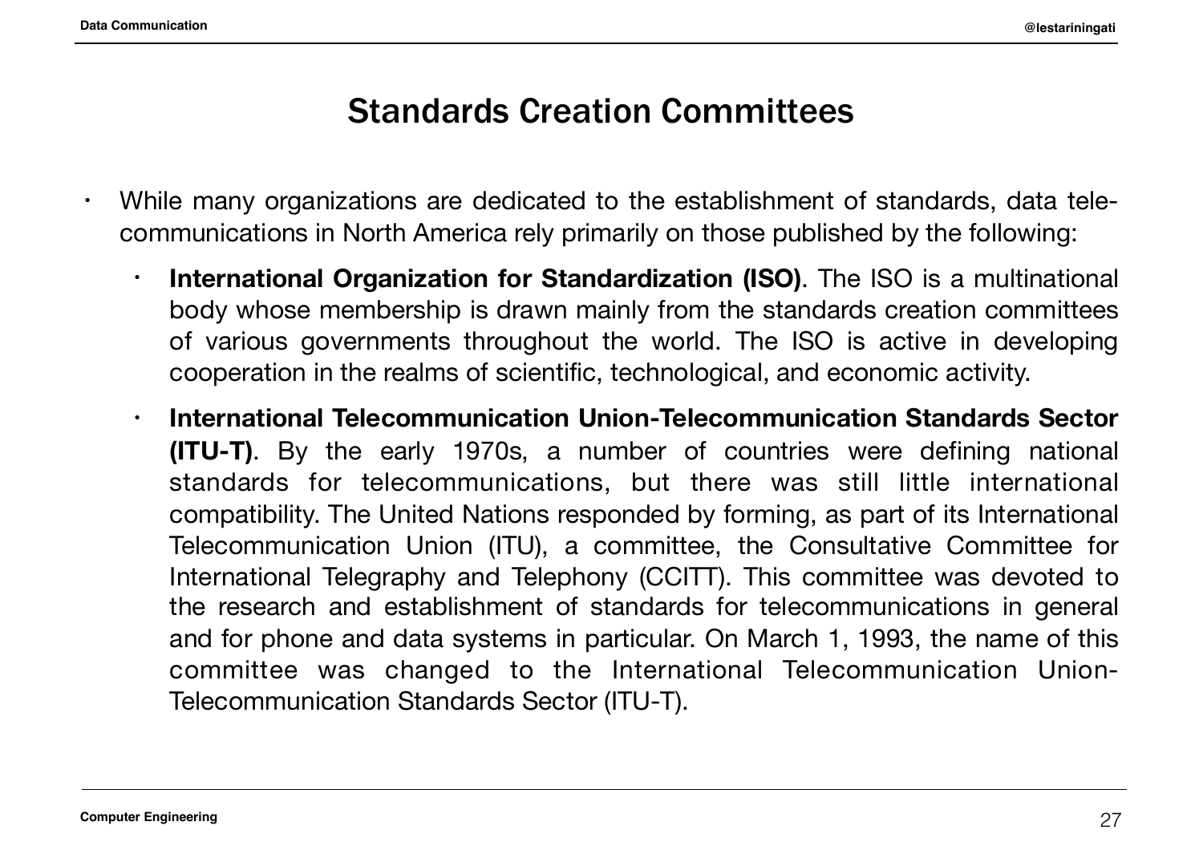# Standards Creation Committees

- While many organizations are dedicated to the establishment of standards, data telecommunications in North America rely primarily on those published by the following:
  - **International Organization for Standardization (ISO)**. The ISO is a multinational body whose membership is drawn mainly from the standards creation committees of various governments throughout the world. The ISO is active in developing cooperation in the realms of scientific, technological, and economic activity.
  - **International Telecommunication Union-Telecommunication Standards Sector (ITU-T)**. By the early 1970s, a number of countries were defining national standards for telecommunications, but there was still little international compatibility. The United Nations responded by forming, as part of its International Telecommunication Union (ITU), a committee, the Consultative Committee for International Telegraphy and Telephony (CCITT). This committee was devoted to the research and establishment of standards for telecommunications in general and for phone and data systems in particular. On March 1, 1993, the name of this committee was changed to the International Telecommunication Union-Telecommunication Standards Sector (ITU-T).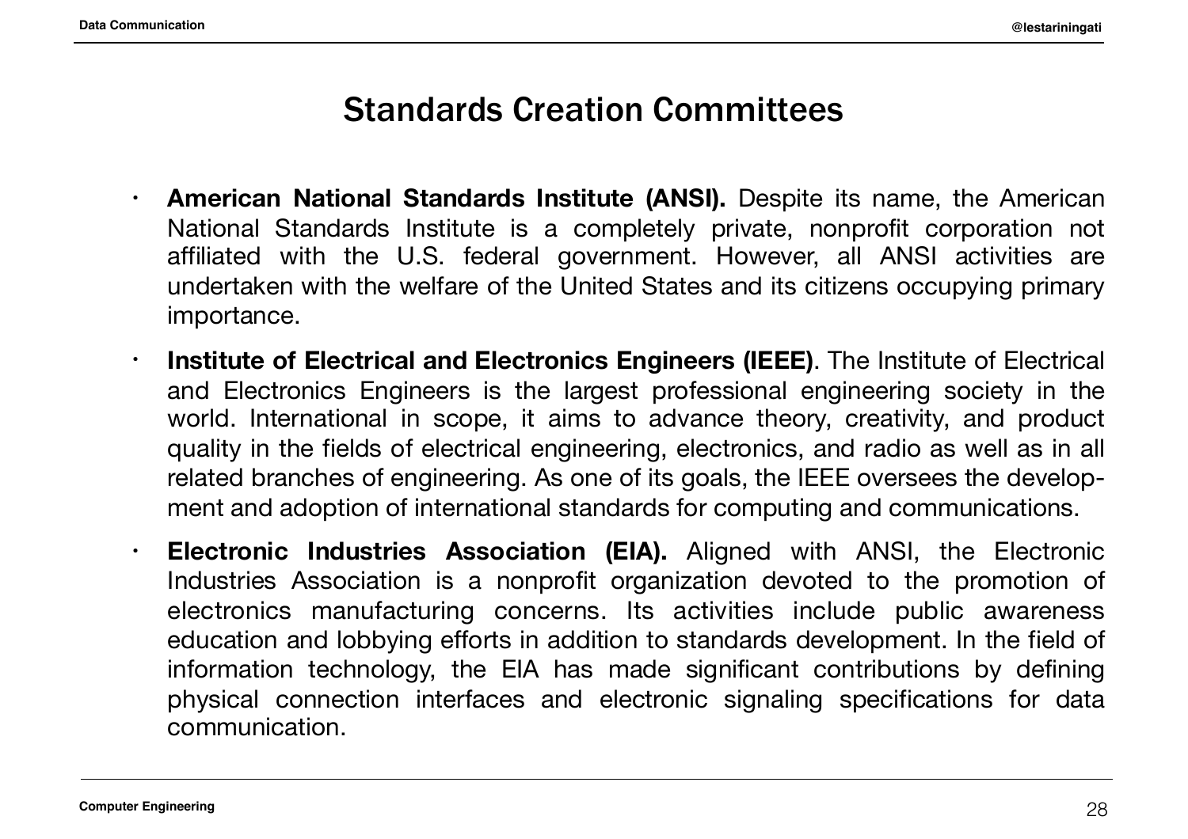# Standards Creation Committees

- **American National Standards Institute (ANSI).** Despite its name, the American National Standards Institute is a completely private, nonprofit corporation not affiliated with the U.S. federal government. However, all ANSI activities are undertaken with the welfare of the United States and its citizens occupying primary importance.
- **Institute of Electrical and Electronics Engineers (IEEE)**. The Institute of Electrical and Electronics Engineers is the largest professional engineering society in the world. International in scope, it aims to advance theory, creativity, and product quality in the fields of electrical engineering, electronics, and radio as well as in all related branches of engineering. As one of its goals, the IEEE oversees the development and adoption of international standards for computing and communications.
- **Electronic Industries Association (EIA).** Aligned with ANSI, the Electronic Industries Association is a nonprofit organization devoted to the promotion of electronics manufacturing concerns. Its activities include public awareness education and lobbying efforts in addition to standards development. In the field of information technology, the EIA has made significant contributions by defining physical connection interfaces and electronic signaling specifications for data communication.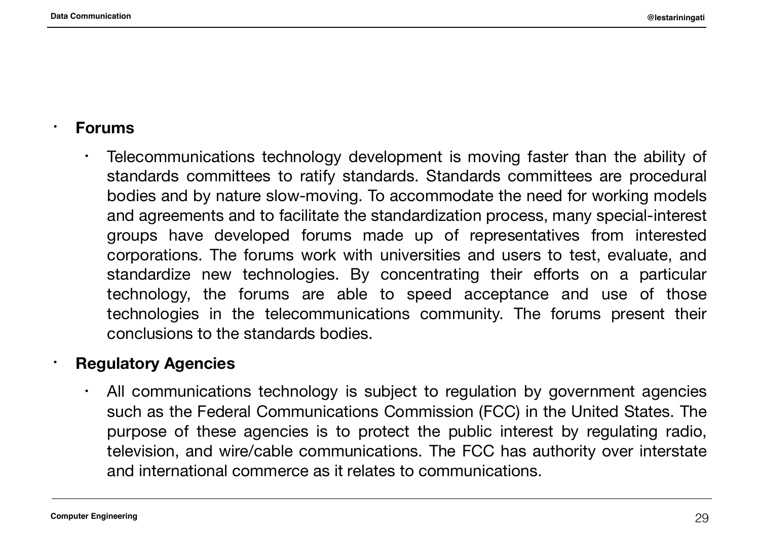- **Forums**
    - Telecommunications technology development is moving faster than the ability of standards committees to ratify standards. Standards committees are procedural bodies and by nature slow-moving. To accommodate the need for working models and agreements and to facilitate the standardization process, many special-interest groups have developed forums made up of representatives from interested corporations. The forums work with universities and users to test, evaluate, and standardize new technologies. By concentrating their efforts on a particular technology, the forums are able to speed acceptance and use of those technologies in the telecommunications community. The forums present their conclusions to the standards bodies.
- **Regulatory Agencies**
    - All communications technology is subject to regulation by government agencies such as the Federal Communications Commission (FCC) in the United States. The purpose of these agencies is to protect the public interest by regulating radio, television, and wire/cable communications. The FCC has authority over interstate and international commerce as it relates to communications.